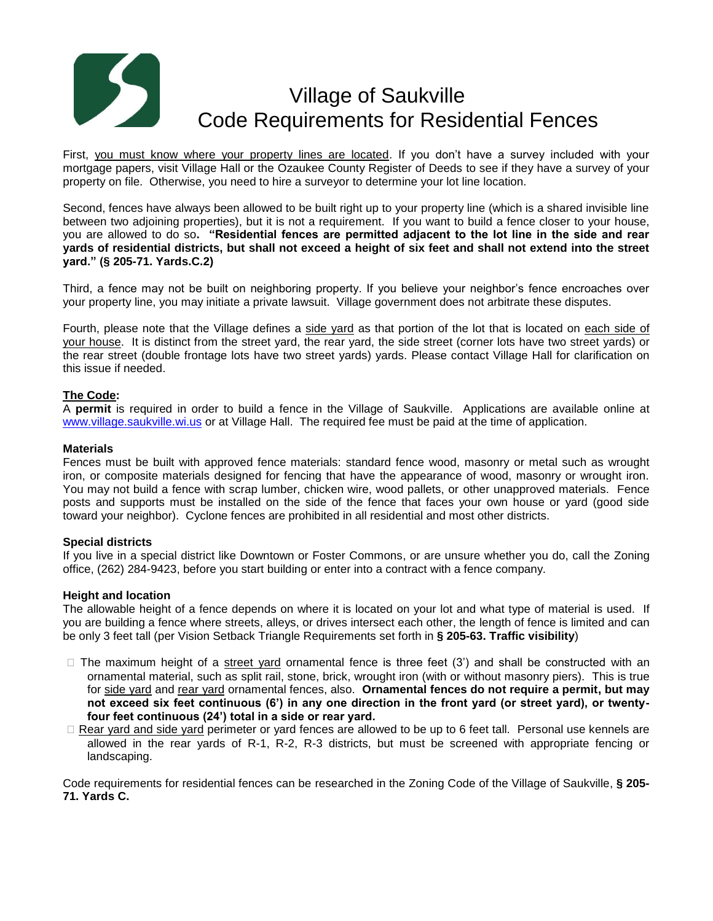# Village of Saukville
# Code Requirements for Residential Fences

First, you must know where your property lines are located. If you don't have a survey included with your mortgage papers, visit Village Hall or the Ozaukee County Register of Deeds to see if they have a survey of your property on file. Otherwise, you need to hire a surveyor to determine your lot line location.

Second, fences have always been allowed to be built right up to your property line (which is a shared invisible line between two adjoining properties), but it is not a requirement. If you want to build a fence closer to your house, you are allowed to do so**. "Residential fences are permitted adjacent to the lot line in the side and rear yards of residential districts, but shall not exceed a height of six feet and shall not extend into the street yard." (§ 205-71. Yards.C.2)**

Third, a fence may not be built on neighboring property. If you believe your neighbor's fence encroaches over your property line, you may initiate a private lawsuit. Village government does not arbitrate these disputes.

Fourth, please note that the Village defines a side yard as that portion of the lot that is located on each side of your house. It is distinct from the street yard, the rear yard, the side street (corner lots have two street yards) or the rear street (double frontage lots have two street yards) yards. Please contact Village Hall for clarification on this issue if needed.

**The Code:**

A **permit** is required in order to build a fence in the Village of Saukville. Applications are available online at www.village.saukville.wi.us or at Village Hall. The required fee must be paid at the time of application.

**Materials**

Fences must be built with approved fence materials: standard fence wood, masonry or metal such as wrought iron, or composite materials designed for fencing that have the appearance of wood, masonry or wrought iron. You may not build a fence with scrap lumber, chicken wire, wood pallets, or other unapproved materials. Fence posts and supports must be installed on the side of the fence that faces your own house or yard (good side toward your neighbor). Cyclone fences are prohibited in all residential and most other districts.

**Special districts**

If you live in a special district like Downtown or Foster Commons, or are unsure whether you do, call the Zoning office, (262) 284-9423, before you start building or enter into a contract with a fence company.

**Height and location**

The allowable height of a fence depends on where it is located on your lot and what type of material is used. If you are building a fence where streets, alleys, or drives intersect each other, the length of fence is limited and can be only 3 feet tall (per Vision Setback Triangle Requirements set forth in **§ 205-63. Traffic visibility**)

- The maximum height of a street yard ornamental fence is three feet (3') and shall be constructed with an ornamental material, such as split rail, stone, brick, wrought iron (with or without masonry piers). This is true for side yard and rear yard ornamental fences, also. **Ornamental fences do not require a permit, but may not exceed six feet continuous (6') in any one direction in the front yard (or street yard), or twenty-four feet continuous (24') total in a side or rear yard.**
- Rear yard and side yard perimeter or yard fences are allowed to be up to 6 feet tall. Personal use kennels are allowed in the rear yards of R-1, R-2, R-3 districts, but must be screened with appropriate fencing or landscaping.

Code requirements for residential fences can be researched in the Zoning Code of the Village of Saukville, **§ 205-71. Yards C.**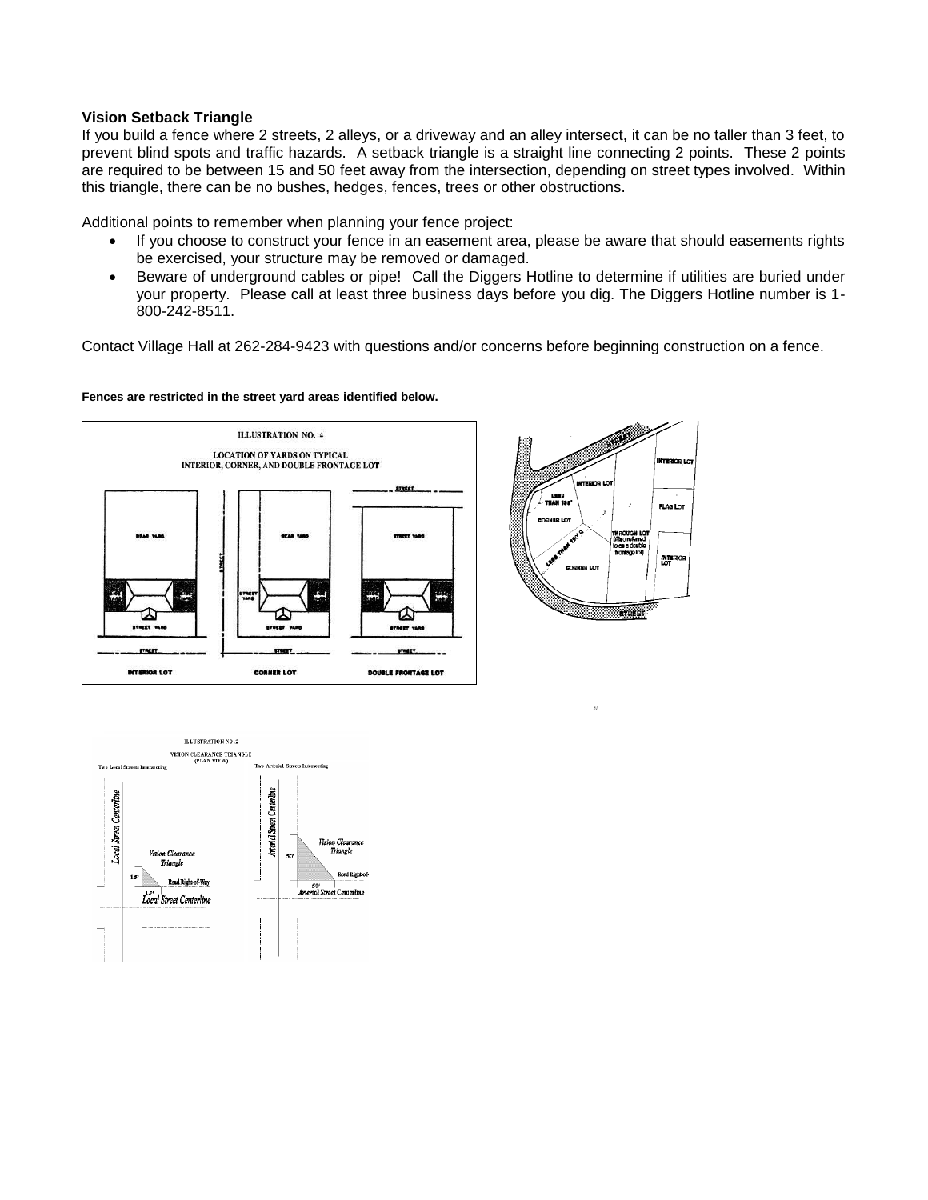**Vision Setback Triangle**

If you build a fence where 2 streets, 2 alleys, or a driveway and an alley intersect, it can be no taller than 3 feet, to prevent blind spots and traffic hazards. A setback triangle is a straight line connecting 2 points. These 2 points are required to be between 15 and 50 feet away from the intersection, depending on street types involved. Within this triangle, there can be no bushes, hedges, fences, trees or other obstructions.

Additional points to remember when planning your fence project:

- If you choose to construct your fence in an easement area, please be aware that should easements rights be exercised, your structure may be removed or damaged.
- Beware of underground cables or pipe! Call the Diggers Hotline to determine if utilities are buried under your property. Please call at least three business days before you dig. The Diggers Hotline number is 1-800-242-8511.

Contact Village Hall at 262-284-9423 with questions and/or concerns before beginning construction on a fence.

**Fences are restricted in the street yard areas identified below.**

ILLUSTRATION NO. 4

LOCATION OF YARDS ON TYPICAL INTERIOR, CORNER, AND DOUBLE FRONTAGE LOT

STREET

REAR YARD

REAR YARD

STREET YARD

STREET

STREET YARD

STREET YARD

STREET YARD

STREET YARD

STREET

STREET

STREET

INTERIOR LOT

CORNER LOT

DOUBLE FRONTAGE LOT

STREET

INTERIOR LOT

INTERIOR LOT

LESS THAN 135°

FLAG LOT

CORNER LOT

THROUGH LOT (Also referred to as a double frontage lot)

LESS THAN 135°

CORNER LOT

INTERIOR LOT

STREET

ILLUSTRATION NO. 2

VISION CLEARANCE TRIANGLE (PLAN VIEW)

Two Local Streets Intersecting

Two Arterial Streets Intersecting

Local Street Centerline

Vision Clearance Triangle

15'

Road Right-of-Way

15'

Local Street Centerline

Arterial Street Centerline

Vision Clearance Triangle

50'

Road Right-of-

50'

Arterial Street Centerline